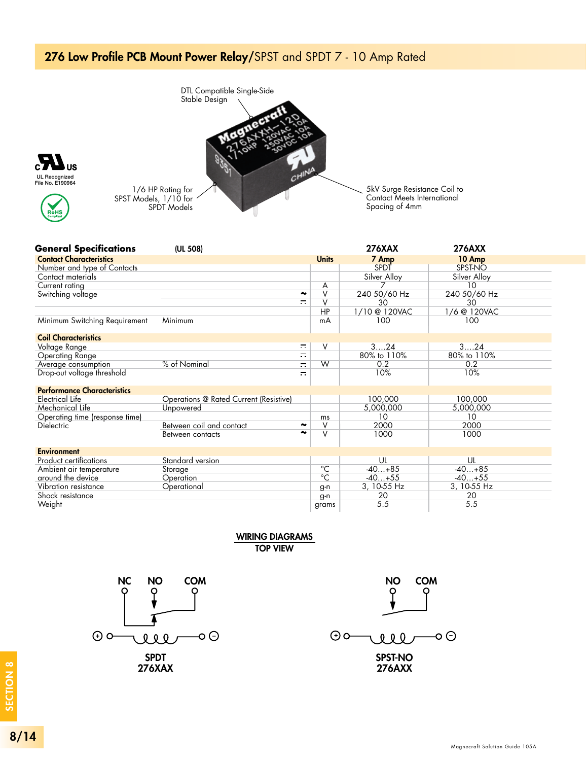# 276 Low Profile PCB Mount Power Relay/SPST and SPDT 7 - 10 Amp Rated

DTL Compatible Single-Side Stable Design

1/6 HP Rating for SPST Models, 1/10 for SPDT Models

5kV Surge Resistance Coil to Contact Meets International Spacing of 4mm

UL Recognized File No. E190964

RoHS Compliant

## General Specifications (UL 508)

| | | | Units | 276XAX | 276AXX |
|---|---|---|---|---|---|
| **Contact Characteristics** | | | | **7 Amp** | **10 Amp** |
| Number and type of Contacts | | | | SPDT | SPST-NO |
| Contact materials | | | | Silver Alloy | Silver Alloy |
| Current rating | | | A | 7 | 10 |
| Switching voltage | | ~ | V | 240 50/60 Hz | 240 50/60 Hz |
| | | ⎓ | V | 30 | 30 |
| | | | HP | 1/10 @ 120VAC | 1/6 @ 120VAC |
| Minimum Switching Requirement | Minimum | | mA | 100 | 100 |
| **Coil Characteristics** | | | | | |
| Voltage Range | | ⎓ | V | 3….24 | 3….24 |
| Operating Range | | ⎓ | | 80% to 110% | 80% to 110% |
| Average consumption | % of Nominal | ⎓ | W | 0.2 | 0.2 |
| Drop-out voltage threshold | | ⎓ | | 10% | 10% |
| **Performance Characteristics** | | | | | |
| Electrical Life | Operations @ Rated Current (Resistive) | | | 100,000 | 100,000 |
| Mechanical Life | Unpowered | | | 5,000,000 | 5,000,000 |
| Operating time (response time) | | | ms | 10 | 10 |
| Dielectric | Between coil and contact | ~ | V | 2000 | 2000 |
| | Between contacts | ~ | V | 1000 | 1000 |
| **Environment** | | | | | |
| Product certifications | Standard version | | | UL | UL |
| Ambient air temperature | Storage | | °C | -40…+85 | -40…+85 |
| around the device | Operation | | °C | -40…+55 | -40…+55 |
| Vibration resistance | Operational | | g-n | 3, 10-55 Hz | 3, 10-55 Hz |
| Shock resistance | | | g-n | 20 | 20 |
| Weight | | | grams | 5.5 | 5.5 |

## WIRING DIAGRAMS
### TOP VIEW

NC NO COM

SPDT 276XAX

NO COM

SPST-NO 276AXX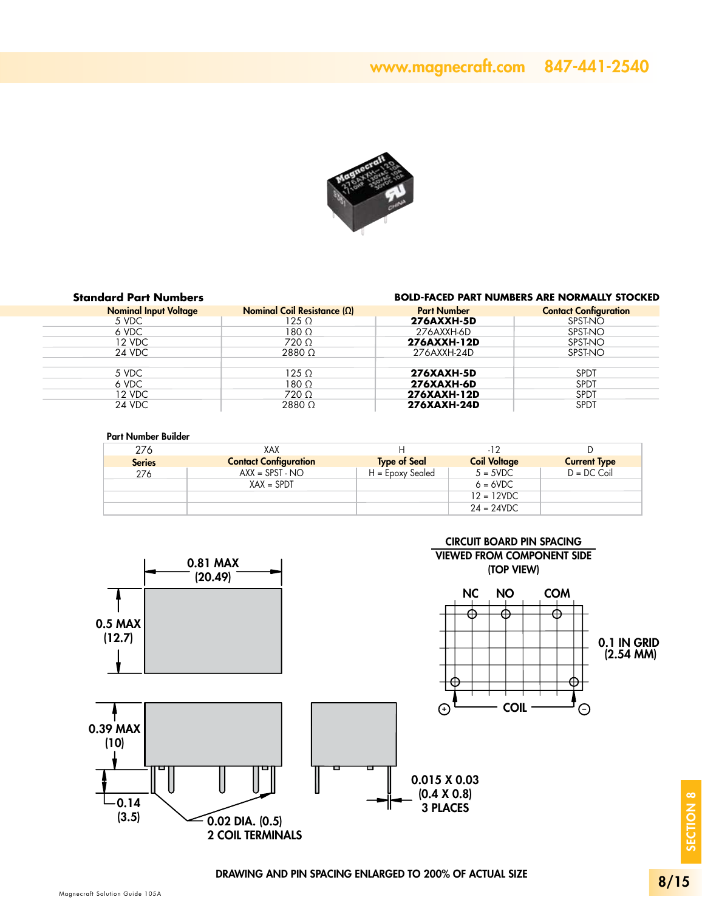## Standard Part Numbers

**BOLD-FACED PART NUMBERS ARE NORMALLY STOCKED**

| Nominal Input Voltage | Nominal Coil Resistance (Ω) | Part Number | Contact Configuration |
|---|---|---|---|
| 5 VDC | 125 Ω | **276AXXH-5D** | SPST-NO |
| 6 VDC | 180 Ω | 276AXXH-6D | SPST-NO |
| 12 VDC | 720 Ω | **276AXXH-12D** | SPST-NO |
| 24 VDC | 2880 Ω | 276AXXH-24D | SPST-NO |
| | | | |
| 5 VDC | 125 Ω | **276XAXH-5D** | SPDT |
| 6 VDC | 180 Ω | **276XAXH-6D** | SPDT |
| 12 VDC | 720 Ω | **276XAXH-12D** | SPDT |
| 24 VDC | 2880 Ω | **276XAXH-24D** | SPDT |

### Part Number Builder

| 276 | XAX | H | -12 | D |
|---|---|---|---|---|
| **Series** | **Contact Configuration** | **Type of Seal** | **Coil Voltage** | **Current Type** |
| 276 | AXX = SPST - NO | H = Epoxy Sealed | 5 = 5VDC | D = DC Coil |
| | XAX = SPDT | | 6 = 6VDC | |
| | | | 12 = 12VDC | |
| | | | 24 = 24VDC | |

0.81 MAX (20.49)

0.5 MAX (12.7)

0.39 MAX (10)

0.14 (3.5)

0.02 DIA. (0.5) 2 COIL TERMINALS

0.015 X 0.03 (0.4 X 0.8) 3 PLACES

CIRCUIT BOARD PIN SPACING VIEWED FROM COMPONENT SIDE (TOP VIEW)

NC NO COM

0.1 IN GRID (2.54 MM)

+ COIL −

DRAWING AND PIN SPACING ENLARGED TO 200% OF ACTUAL SIZE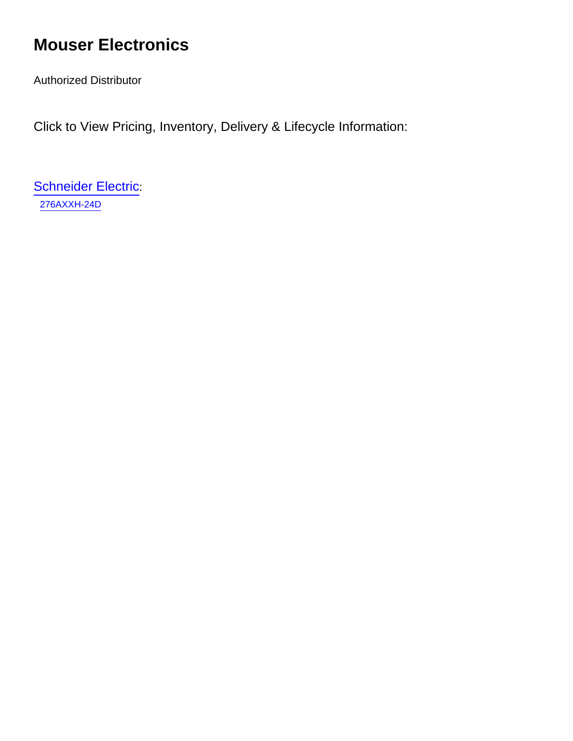# Mouser Electronics

Authorized Distributor

Click to View Pricing, Inventory, Delivery & Lifecycle Information:

Schneider Electric:

276AXXH-24D